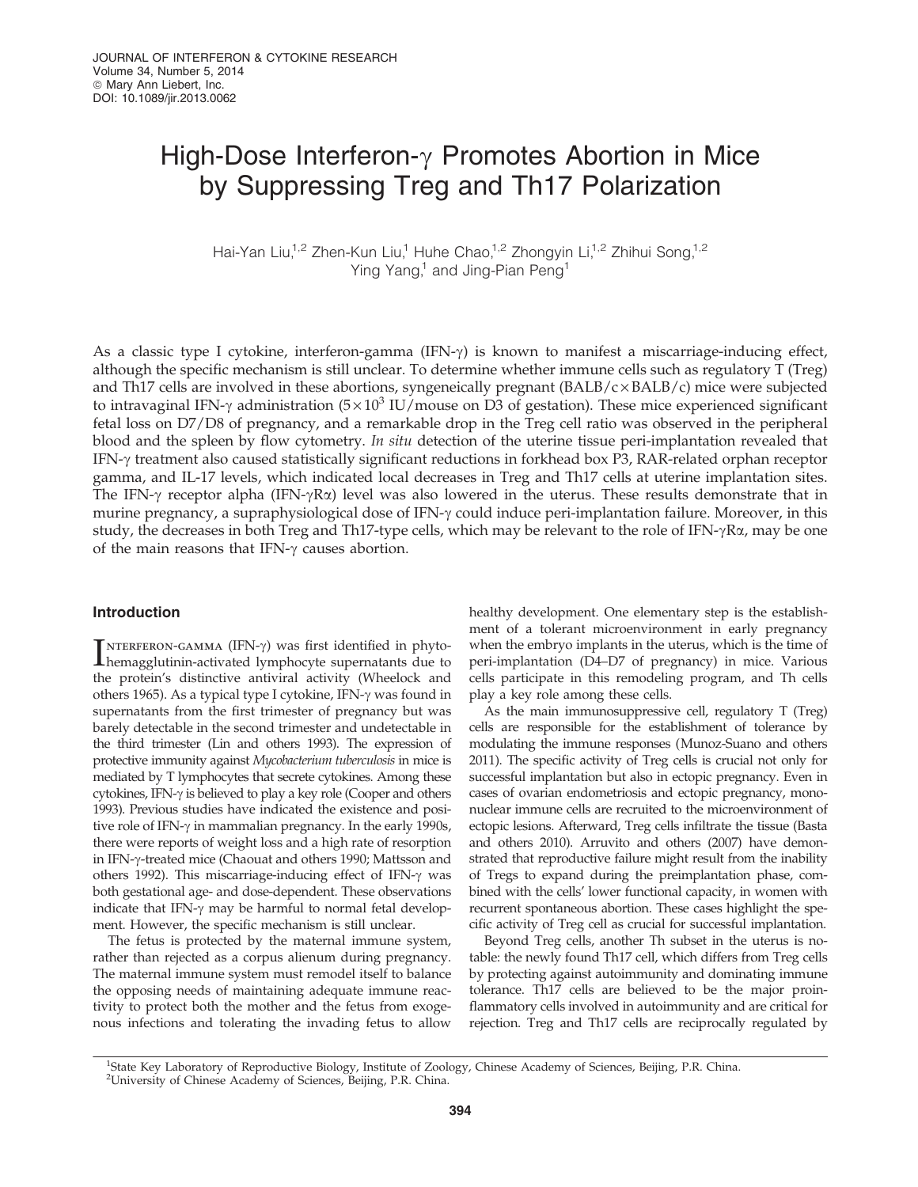JOURNAL OF INTERFERON & CYTOKINE RESEARCH
Volume 34, Number 5, 2014
© Mary Ann Liebert, Inc.
DOI: 10.1089/jir.2013.0062

# High-Dose Interferon-γ Promotes Abortion in Mice by Suppressing Treg and Th17 Polarization

Hai-Yan Liu,[1,2] Zhen-Kun Liu,[1] Huhe Chao,[1,2] Zhongyin Li,[1,2] Zhihui Song,[1,2] Ying Yang,[1] and Jing-Pian Peng[1]

As a classic type I cytokine, interferon-gamma (IFN-γ) is known to manifest a miscarriage-inducing effect, although the specific mechanism is still unclear. To determine whether immune cells such as regulatory T (Treg) and Th17 cells are involved in these abortions, syngeneically pregnant (BALB/c × BALB/c) mice were subjected to intravaginal IFN-γ administration ($5 \times 10^3$ IU/mouse on D3 of gestation). These mice experienced significant fetal loss on D7/D8 of pregnancy, and a remarkable drop in the Treg cell ratio was observed in the peripheral blood and the spleen by flow cytometry. *In situ* detection of the uterine tissue peri-implantation revealed that IFN-γ treatment also caused statistically significant reductions in forkhead box P3, RAR-related orphan receptor gamma, and IL-17 levels, which indicated local decreases in Treg and Th17 cells at uterine implantation sites. The IFN-γ receptor alpha (IFN-γRα) level was also lowered in the uterus. These results demonstrate that in murine pregnancy, a supraphysiological dose of IFN-γ could induce peri-implantation failure. Moreover, in this study, the decreases in both Treg and Th17-type cells, which may be relevant to the role of IFN-γRα, may be one of the main reasons that IFN-γ causes abortion.

## Introduction

Interferon-gamma (IFN-γ) was first identified in phytohemagglutinin-activated lymphocyte supernatants due to the protein's distinctive antiviral activity (Wheelock and others 1965). As a typical type I cytokine, IFN-γ was found in supernatants from the first trimester of pregnancy but was barely detectable in the second trimester and undetectable in the third trimester (Lin and others 1993). The expression of protective immunity against *Mycobacterium tuberculosis* in mice is mediated by T lymphocytes that secrete cytokines. Among these cytokines, IFN-γ is believed to play a key role (Cooper and others 1993). Previous studies have indicated the existence and positive role of IFN-γ in mammalian pregnancy. In the early 1990s, there were reports of weight loss and a high rate of resorption in IFN-γ-treated mice (Chaouat and others 1990; Mattsson and others 1992). This miscarriage-inducing effect of IFN-γ was both gestational age- and dose-dependent. These observations indicate that IFN-γ may be harmful to normal fetal development. However, the specific mechanism is still unclear.

The fetus is protected by the maternal immune system, rather than rejected as a corpus alienum during pregnancy. The maternal immune system must remodel itself to balance the opposing needs of maintaining adequate immune reactivity to protect both the mother and the fetus from exogenous infections and tolerating the invading fetus to allow healthy development. One elementary step is the establishment of a tolerant microenvironment in early pregnancy when the embryo implants in the uterus, which is the time of peri-implantation (D4–D7 of pregnancy) in mice. Various cells participate in this remodeling program, and Th cells play a key role among these cells.

As the main immunosuppressive cell, regulatory T (Treg) cells are responsible for the establishment of tolerance by modulating the immune responses (Munoz-Suano and others 2011). The specific activity of Treg cells is crucial not only for successful implantation but also in ectopic pregnancy. Even in cases of ovarian endometriosis and ectopic pregnancy, mononuclear immune cells are recruited to the microenvironment of ectopic lesions. Afterward, Treg cells infiltrate the tissue (Basta and others 2010). Arruvito and others (2007) have demonstrated that reproductive failure might result from the inability of Tregs to expand during the preimplantation phase, combined with the cells' lower functional capacity, in women with recurrent spontaneous abortion. These cases highlight the specific activity of Treg cell as crucial for successful implantation.

Beyond Treg cells, another Th subset in the uterus is notable: the newly found Th17 cell, which differs from Treg cells by protecting against autoimmunity and dominating immune tolerance. Th17 cells are believed to be the major proinflammatory cells involved in autoimmunity and are critical for rejection. Treg and Th17 cells are reciprocally regulated by

[1]State Key Laboratory of Reproductive Biology, Institute of Zoology, Chinese Academy of Sciences, Beijing, P.R. China.
[2]University of Chinese Academy of Sciences, Beijing, P.R. China.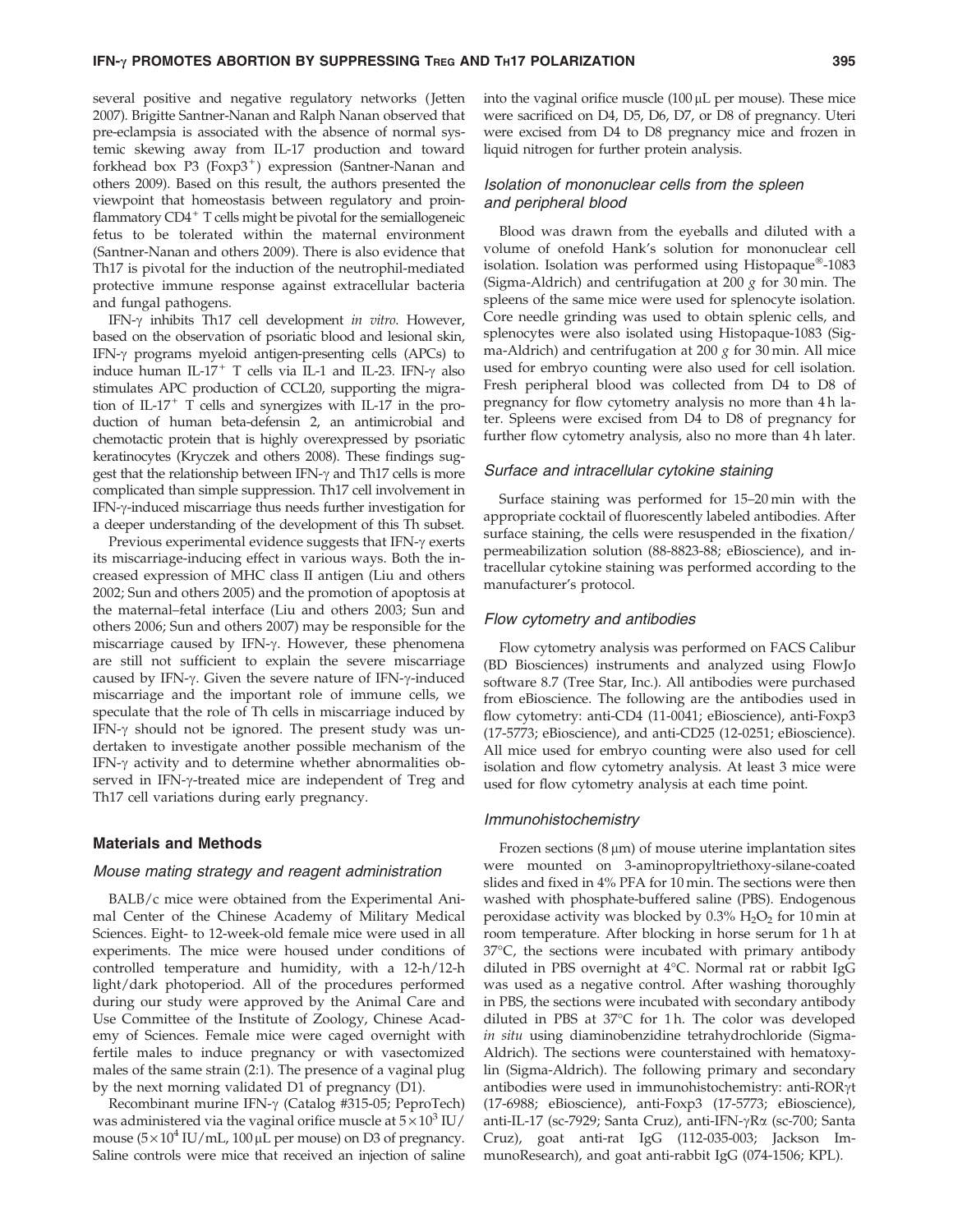several positive and negative regulatory networks (Jetten 2007). Brigitte Santner-Nanan and Ralph Nanan observed that pre-eclampsia is associated with the absence of normal systemic skewing away from IL-17 production and toward forkhead box P3 ($Foxp3^+$) expression (Santner-Nanan and others 2009). Based on this result, the authors presented the viewpoint that homeostasis between regulatory and proinflammatory $CD4^+$ T cells might be pivotal for the semiallogeneic fetus to be tolerated within the maternal environment (Santner-Nanan and others 2009). There is also evidence that Th17 is pivotal for the induction of the neutrophil-mediated protective immune response against extracellular bacteria and fungal pathogens.

IFN-γ inhibits Th17 cell development *in vitro*. However, based on the observation of psoriatic blood and lesional skin, IFN-γ programs myeloid antigen-presenting cells (APCs) to induce human IL-$17^+$ T cells via IL-1 and IL-23. IFN-γ also stimulates APC production of CCL20, supporting the migration of IL-$17^+$ T cells and synergizes with IL-17 in the production of human beta-defensin 2, an antimicrobial and chemotactic protein that is highly overexpressed by psoriatic keratinocytes (Kryczek and others 2008). These findings suggest that the relationship between IFN-γ and Th17 cells is more complicated than simple suppression. Th17 cell involvement in IFN-γ-induced miscarriage thus needs further investigation for a deeper understanding of the development of this Th subset.

Previous experimental evidence suggests that IFN-γ exerts its miscarriage-inducing effect in various ways. Both the increased expression of MHC class II antigen (Liu and others 2002; Sun and others 2005) and the promotion of apoptosis at the maternal–fetal interface (Liu and others 2003; Sun and others 2006; Sun and others 2007) may be responsible for the miscarriage caused by IFN-γ. However, these phenomena are still not sufficient to explain the severe miscarriage caused by IFN-γ. Given the severe nature of IFN-γ-induced miscarriage and the important role of immune cells, we speculate that the role of Th cells in miscarriage induced by IFN-γ should not be ignored. The present study was undertaken to investigate another possible mechanism of the IFN-γ activity and to determine whether abnormalities observed in IFN-γ-treated mice are independent of Treg and Th17 cell variations during early pregnancy.

## Materials and Methods

### Mouse mating strategy and reagent administration

BALB/c mice were obtained from the Experimental Animal Center of the Chinese Academy of Military Medical Sciences. Eight- to 12-week-old female mice were used in all experiments. The mice were housed under conditions of controlled temperature and humidity, with a 12-h/12-h light/dark photoperiod. All of the procedures performed during our study were approved by the Animal Care and Use Committee of the Institute of Zoology, Chinese Academy of Sciences. Female mice were caged overnight with fertile males to induce pregnancy or with vasectomized males of the same strain (2:1). The presence of a vaginal plug by the next morning validated D1 of pregnancy (D1).

Recombinant murine IFN-γ (Catalog #315-05; PeproTech) was administered via the vaginal orifice muscle at $5\times10^3$ IU/mouse ($5\times10^4$ IU/mL, 100 μL per mouse) on D3 of pregnancy. Saline controls were mice that received an injection of saline into the vaginal orifice muscle (100 μL per mouse). These mice were sacrificed on D4, D5, D6, D7, or D8 of pregnancy. Uteri were excised from D4 to D8 pregnancy mice and frozen in liquid nitrogen for further protein analysis.

### Isolation of mononuclear cells from the spleen and peripheral blood

Blood was drawn from the eyeballs and diluted with a volume of onefold Hank's solution for mononuclear cell isolation. Isolation was performed using Histopaque®-1083 (Sigma-Aldrich) and centrifugation at 200 *g* for 30 min. The spleens of the same mice were used for splenocyte isolation. Core needle grinding was used to obtain splenic cells, and splenocytes were also isolated using Histopaque-1083 (Sigma-Aldrich) and centrifugation at 200 *g* for 30 min. All mice used for embryo counting were also used for cell isolation. Fresh peripheral blood was collected from D4 to D8 of pregnancy for flow cytometry analysis no more than 4 h later. Spleens were excised from D4 to D8 of pregnancy for further flow cytometry analysis, also no more than 4 h later.

### Surface and intracellular cytokine staining

Surface staining was performed for 15–20 min with the appropriate cocktail of fluorescently labeled antibodies. After surface staining, the cells were resuspended in the fixation/permeabilization solution (88-8823-88; eBioscience), and intracellular cytokine staining was performed according to the manufacturer's protocol.

### Flow cytometry and antibodies

Flow cytometry analysis was performed on FACS Calibur (BD Biosciences) instruments and analyzed using FlowJo software 8.7 (Tree Star, Inc.). All antibodies were purchased from eBioscience. The following are the antibodies used in flow cytometry: anti-CD4 (11-0041; eBioscience), anti-Foxp3 (17-5773; eBioscience), and anti-CD25 (12-0251; eBioscience). All mice used for embryo counting were also used for cell isolation and flow cytometry analysis. At least 3 mice were used for flow cytometry analysis at each time point.

### Immunohistochemistry

Frozen sections (8 μm) of mouse uterine implantation sites were mounted on 3-aminopropyltriethoxy-silane-coated slides and fixed in 4% PFA for 10 min. The sections were then washed with phosphate-buffered saline (PBS). Endogenous peroxidase activity was blocked by 0.3% $H_2O_2$ for 10 min at room temperature. After blocking in horse serum for 1 h at 37°C, the sections were incubated with primary antibody diluted in PBS overnight at 4°C. Normal rat or rabbit IgG was used as a negative control. After washing thoroughly in PBS, the sections were incubated with secondary antibody diluted in PBS at 37°C for 1 h. The color was developed *in situ* using diaminobenzidine tetrahydrochloride (Sigma-Aldrich). The sections were counterstained with hematoxylin (Sigma-Aldrich). The following primary and secondary antibodies were used in immunohistochemistry: anti-RORγt (17-6988; eBioscience), anti-Foxp3 (17-5773; eBioscience), anti-IL-17 (sc-7929; Santa Cruz), anti-IFN-γRα (sc-700; Santa Cruz), goat anti-rat IgG (112-035-003; Jackson ImmunoResearch), and goat anti-rabbit IgG (074-1506; KPL).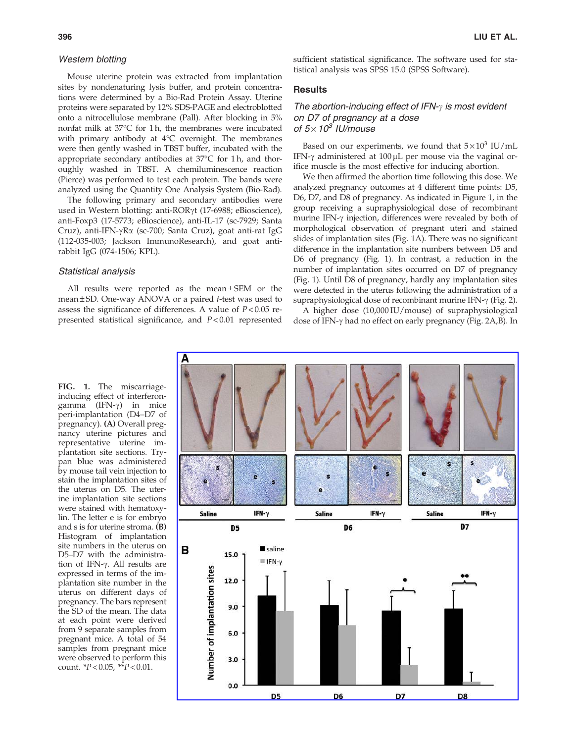### Western blotting

Mouse uterine protein was extracted from implantation sites by nondenaturing lysis buffer, and protein concentrations were determined by a Bio-Rad Protein Assay. Uterine proteins were separated by 12% SDS-PAGE and electroblotted onto a nitrocellulose membrane (Pall). After blocking in 5% nonfat milk at 37°C for 1 h, the membranes were incubated with primary antibody at 4°C overnight. The membranes were then gently washed in TBST buffer, incubated with the appropriate secondary antibodies at 37°C for 1 h, and thoroughly washed in TBST. A chemiluminescence reaction (Pierce) was performed to test each protein. The bands were analyzed using the Quantity One Analysis System (Bio-Rad).

The following primary and secondary antibodies were used in Western blotting: anti-RORγt (17-6988; eBioscience), anti-Foxp3 (17-5773; eBioscience), anti-IL-17 (sc-7929; Santa Cruz), anti-IFN-γRα (sc-700; Santa Cruz), goat anti-rat IgG (112-035-003; Jackson ImmunoResearch), and goat anti-rabbit IgG (074-1506; KPL).

### Statistical analysis

All results were reported as the mean ± SEM or the mean ± SD. One-way ANOVA or a paired *t*-test was used to assess the significance of differences. A value of $P < 0.05$ represented statistical significance, and $P < 0.01$ represented sufficient statistical significance. The software used for statistical analysis was SPSS 15.0 (SPSS Software).

## Results

### The abortion-inducing effect of IFN-γ is most evident on D7 of pregnancy at a dose of $5 \times 10^3$ IU/mouse

Based on our experiments, we found that $5 \times 10^3$ IU/mL IFN-γ administered at 100 μL per mouse via the vaginal orifice muscle is the most effective for inducing abortion.

We then affirmed the abortion time following this dose. We analyzed pregnancy outcomes at 4 different time points: D5, D6, D7, and D8 of pregnancy. As indicated in Figure 1, in the group receiving a supraphysiological dose of recombinant murine IFN-γ injection, differences were revealed by both of morphological observation of pregnant uteri and stained slides of implantation sites (Fig. 1A). There was no significant difference in the implantation site numbers between D5 and D6 of pregnancy (Fig. 1). In contrast, a reduction in the number of implantation sites occurred on D7 of pregnancy (Fig. 1). Until D8 of pregnancy, hardly any implantation sites were detected in the uterus following the administration of a supraphysiological dose of recombinant murine IFN-γ (Fig. 2).

A higher dose (10,000 IU/mouse) of supraphysiological dose of IFN-γ had no effect on early pregnancy (Fig. 2A,B). In

**FIG. 1.** The miscarriage-inducing effect of interferon-gamma (IFN-γ) in mice peri-implantation (D4–D7 of pregnancy). **(A)** Overall pregnancy uterine pictures and representative uterine implantation site sections. Trypan blue was administered by mouse tail vein injection to stain the implantation sites of the uterus on D5. The uterine implantation site sections were stained with hematoxylin. The letter e is for embryo and s is for uterine stroma. **(B)** Histogram of implantation site numbers in the uterus on D5–D7 with the administration of IFN-γ. All results are expressed in terms of the implantation site number in the uterus on different days of pregnancy. The bars represent the SD of the mean. The data at each point were derived from 9 separate samples from pregnant mice. A total of 54 samples from pregnant mice were observed to perform this count. \*$P < 0.05$, \*\*$P < 0.01$.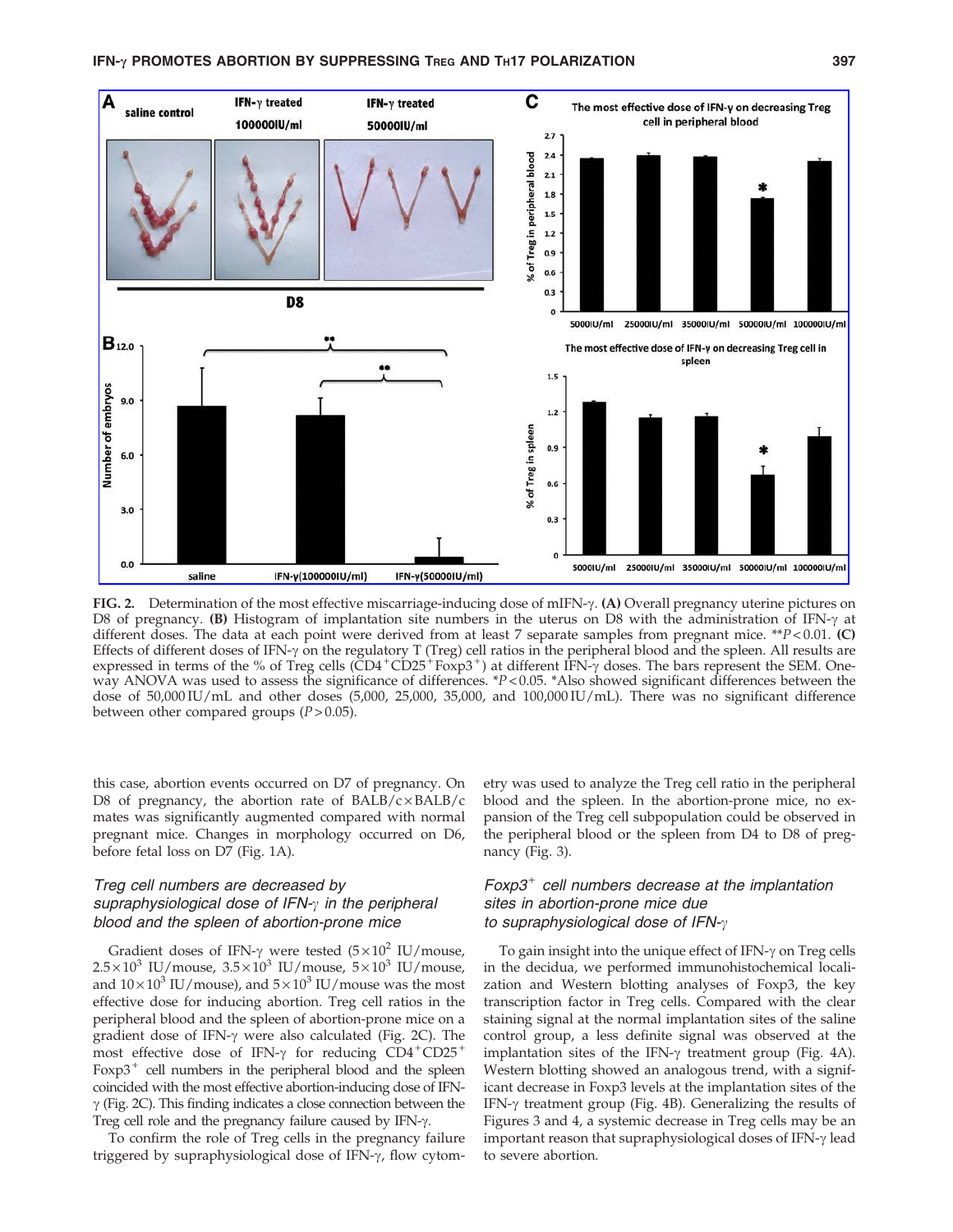**FIG. 2.** Determination of the most effective miscarriage-inducing dose of mIFN-γ. **(A)** Overall pregnancy uterine pictures on D8 of pregnancy. **(B)** Histogram of implantation site numbers in the uterus on D8 with the administration of IFN-γ at different doses. The data at each point were derived from at least 7 separate samples from pregnant mice. $^{**}P<0.01$. **(C)** Effects of different doses of IFN-γ on the regulatory T (Treg) cell ratios in the peripheral blood and the spleen. All results are expressed in terms of the % of Treg cells ($CD4^+CD25^+Foxp3^+$) at different IFN-γ doses. The bars represent the SEM. One-way ANOVA was used to assess the significance of differences. $^*P<0.05$. *Also showed significant differences between the dose of 50,000 IU/mL and other doses (5,000, 25,000, 35,000, and 100,000 IU/mL). There was no significant difference between other compared groups ($P>0.05$).

this case, abortion events occurred on D7 of pregnancy. On D8 of pregnancy, the abortion rate of BALB/c×BALB/c mates was significantly augmented compared with normal pregnant mice. Changes in morphology occurred on D6, before fetal loss on D7 (Fig. 1A).

### *Treg cell numbers are decreased by supraphysiological dose of IFN-γ in the peripheral blood and the spleen of abortion-prone mice*

Gradient doses of IFN-γ were tested ($5\times10^2$ IU/mouse, $2.5\times10^3$ IU/mouse, $3.5\times10^3$ IU/mouse, $5\times10^3$ IU/mouse, and $10\times10^3$ IU/mouse), and $5\times10^3$ IU/mouse was the most effective dose for inducing abortion. Treg cell ratios in the peripheral blood and the spleen of abortion-prone mice on a gradient dose of IFN-γ were also calculated (Fig. 2C). The most effective dose of IFN-γ for reducing $CD4^+CD25^+Foxp3^+$ cell numbers in the peripheral blood and the spleen coincided with the most effective abortion-inducing dose of IFN-γ (Fig. 2C). This finding indicates a close connection between the Treg cell role and the pregnancy failure caused by IFN-γ.

To confirm the role of Treg cells in the pregnancy failure triggered by supraphysiological dose of IFN-γ, flow cytometry was used to analyze the Treg cell ratio in the peripheral blood and the spleen. In the abortion-prone mice, no expansion of the Treg cell subpopulation could be observed in the peripheral blood or the spleen from D4 to D8 of pregnancy (Fig. 3).

### *$Foxp3^+$ cell numbers decrease at the implantation sites in abortion-prone mice due to supraphysiological dose of IFN-γ*

To gain insight into the unique effect of IFN-γ on Treg cells in the decidua, we performed immunohistochemical localization and Western blotting analyses of Foxp3, the key transcription factor in Treg cells. Compared with the clear staining signal at the normal implantation sites of the saline control group, a less definite signal was observed at the implantation sites of the IFN-γ treatment group (Fig. 4A). Western blotting showed an analogous trend, with a significant decrease in Foxp3 levels at the implantation sites of the IFN-γ treatment group (Fig. 4B). Generalizing the results of Figures 3 and 4, a systemic decrease in Treg cells may be an important reason that supraphysiological doses of IFN-γ lead to severe abortion.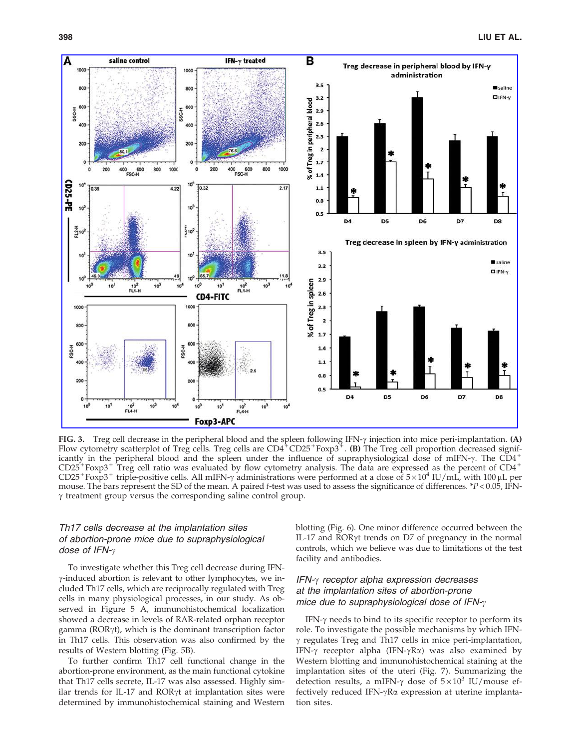**FIG. 3.** Treg cell decrease in the peripheral blood and the spleen following IFN-γ injection into mice peri-implantation. **(A)** Flow cytometry scatterplot of Treg cells. Treg cells are $CD4^+CD25^+Foxp3^+$. **(B)** The Treg cell proportion decreased significantly in the peripheral blood and the spleen under the influence of supraphysiological dose of mIFN-γ. The $CD4^+CD25^+Foxp3^+$ Treg cell ratio was evaluated by flow cytometry analysis. The data are expressed as the percent of $CD4^+CD25^+Foxp3^+$ triple-positive cells. All mIFN-γ administrations were performed at a dose of $5 \times 10^4$ IU/mL, with 100 μL per mouse. The bars represent the SD of the mean. A paired *t*-test was used to assess the significance of differences. $^*P < 0.05$, IFN-γ treatment group versus the corresponding saline control group.

### *Th17 cells decrease at the implantation sites of abortion-prone mice due to supraphysiological dose of IFN-γ*

To investigate whether this Treg cell decrease during IFN-γ-induced abortion is relevant to other lymphocytes, we included Th17 cells, which are reciprocally regulated with Treg cells in many physiological processes, in our study. As observed in Figure 5 A, immunohistochemical localization showed a decrease in levels of RAR-related orphan receptor gamma (RORγt), which is the dominant transcription factor in Th17 cells. This observation was also confirmed by the results of Western blotting (Fig. 5B).

To further confirm Th17 cell functional change in the abortion-prone environment, as the main functional cytokine that Th17 cells secrete, IL-17 was also assessed. Highly similar trends for IL-17 and RORγt at implantation sites were determined by immunohistochemical staining and Western blotting (Fig. 6). One minor difference occurred between the IL-17 and RORγt trends on D7 of pregnancy in the normal controls, which we believe was due to limitations of the test facility and antibodies.

### *IFN-γ receptor alpha expression decreases at the implantation sites of abortion-prone mice due to supraphysiological dose of IFN-γ*

IFN-γ needs to bind to its specific receptor to perform its role. To investigate the possible mechanisms by which IFN-γ regulates Treg and Th17 cells in mice peri-implantation, IFN-γ receptor alpha (IFN-γRα) was also examined by Western blotting and immunohistochemical staining at the implantation sites of the uteri (Fig. 7). Summarizing the detection results, a mIFN-γ dose of $5 \times 10^3$ IU/mouse effectively reduced IFN-γRα expression at uterine implantation sites.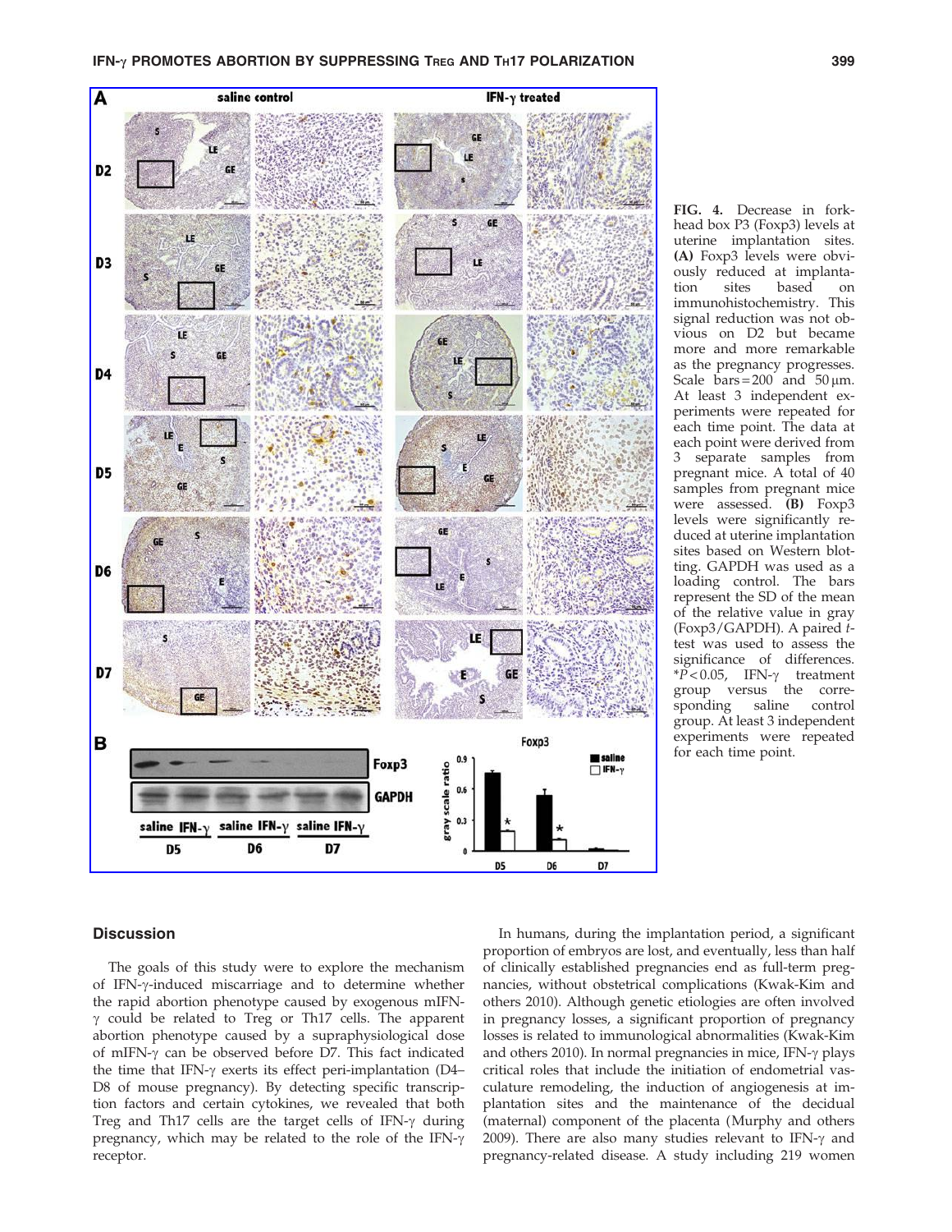FIG. 4. Decrease in forkhead box P3 (Foxp3) levels at uterine implantation sites. **(A)** Foxp3 levels were obviously reduced at implantation sites based on immunohistochemistry. This signal reduction was not obvious on D2 but became more and more remarkable as the pregnancy progresses. Scale bars = 200 and 50 μm. At least 3 independent experiments were repeated for each time point. The data at each point were derived from 3 separate samples from pregnant mice. A total of 40 samples from pregnant mice were assessed. **(B)** Foxp3 levels were significantly reduced at uterine implantation sites based on Western blotting. GAPDH was used as a loading control. The bars represent the SD of the mean of the relative value in gray (Foxp3/GAPDH). A paired *t*-test was used to assess the significance of differences. $^*P < 0.05$, IFN-γ treatment group versus the corresponding saline control group. At least 3 independent experiments were repeated for each time point.

## Discussion

The goals of this study were to explore the mechanism of IFN-γ-induced miscarriage and to determine whether the rapid abortion phenotype caused by exogenous mIFN-γ could be related to Treg or Th17 cells. The apparent abortion phenotype caused by a supraphysiological dose of mIFN-γ can be observed before D7. This fact indicated the time that IFN-γ exerts its effect peri-implantation (D4–D8 of mouse pregnancy). By detecting specific transcription factors and certain cytokines, we revealed that both Treg and Th17 cells are the target cells of IFN-γ during pregnancy, which may be related to the role of the IFN-γ receptor.

In humans, during the implantation period, a significant proportion of embryos are lost, and eventually, less than half of clinically established pregnancies end as full-term pregnancies, without obstetrical complications (Kwak-Kim and others 2010). Although genetic etiologies are often involved in pregnancy losses, a significant proportion of pregnancy losses is related to immunological abnormalities (Kwak-Kim and others 2010). In normal pregnancies in mice, IFN-γ plays critical roles that include the initiation of endometrial vasculature remodeling, the induction of angiogenesis at implantation sites and the maintenance of the decidual (maternal) component of the placenta (Murphy and others 2009). There are also many studies relevant to IFN-γ and pregnancy-related disease. A study including 219 women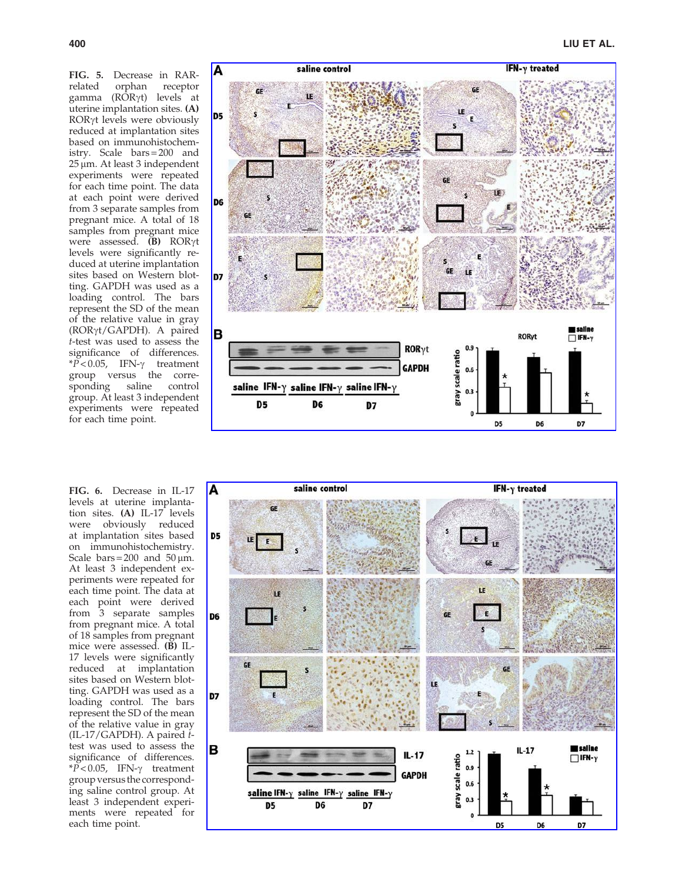**FIG. 5.** Decrease in RAR-related orphan receptor gamma (RORγt) levels at uterine implantation sites. **(A)** RORγt levels were obviously reduced at implantation sites based on immunohistochemistry. Scale bars = 200 and 25 μm. At least 3 independent experiments were repeated for each time point. The data at each point were derived from 3 separate samples from pregnant mice. A total of 18 samples from pregnant mice were assessed. **(B)** RORγt levels were significantly reduced at uterine implantation sites based on Western blotting. GAPDH was used as a loading control. The bars represent the SD of the mean of the relative value in gray (RORγt/GAPDH). A paired *t*-test was used to assess the significance of differences. *$P < 0.05$, IFN-γ treatment group versus the corresponding saline control group. At least 3 independent experiments were repeated for each time point.

**FIG. 6.** Decrease in IL-17 levels at uterine implantation sites. **(A)** IL-17 levels were obviously reduced at implantation sites based on immunohistochemistry. Scale bars = 200 and 50 μm. At least 3 independent experiments were repeated for each time point. The data at each point were derived from 3 separate samples from pregnant mice. A total of 18 samples from pregnant mice were assessed. **(B)** IL-17 levels were significantly reduced at implantation sites based on Western blotting. GAPDH was used as a loading control. The bars represent the SD of the mean of the relative value in gray (IL-17/GAPDH). A paired *t*-test was used to assess the significance of differences. *$P < 0.05$, IFN-γ treatment group versus the corresponding saline control group. At least 3 independent experiments were repeated for each time point.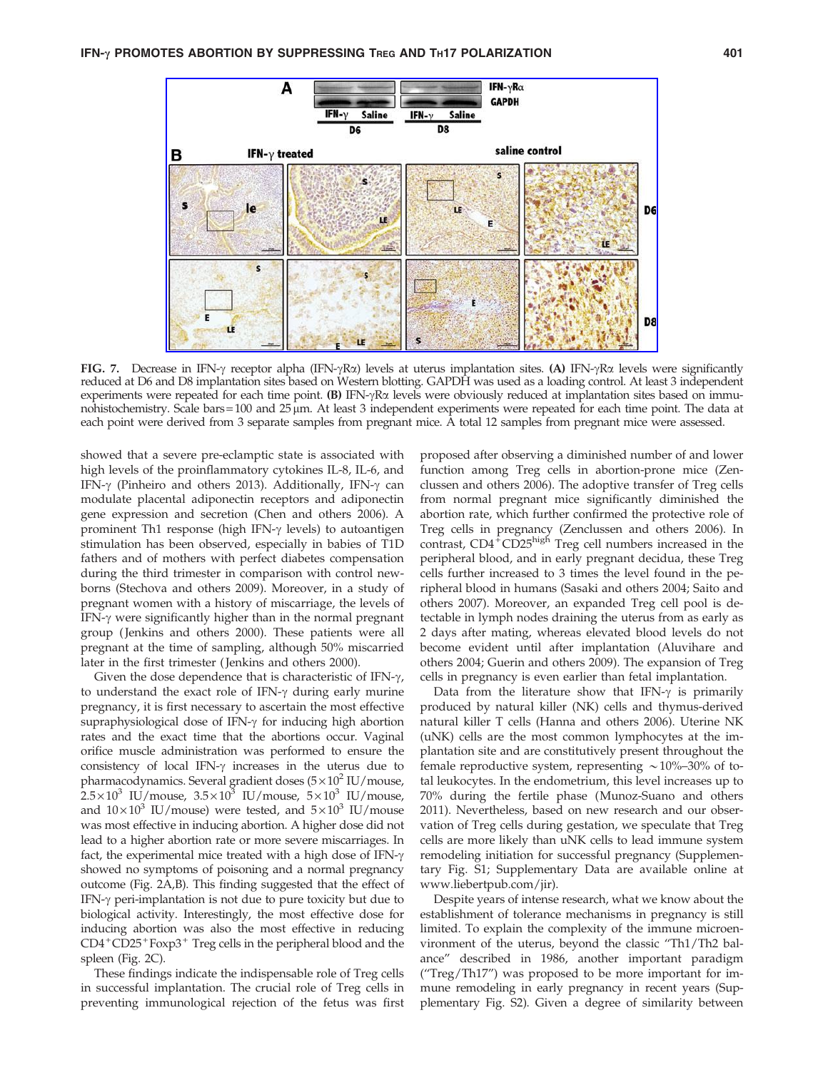FIG. 7. Decrease in IFN-γ receptor alpha (IFN-γRα) levels at uterus implantation sites. **(A)** IFN-γRα levels were significantly reduced at D6 and D8 implantation sites based on Western blotting. GAPDH was used as a loading control. At least 3 independent experiments were repeated for each time point. **(B)** IFN-γRα levels were obviously reduced at implantation sites based on immunohistochemistry. Scale bars = 100 and 25 μm. At least 3 independent experiments were repeated for each time point. The data at each point were derived from 3 separate samples from pregnant mice. A total 12 samples from pregnant mice were assessed.

showed that a severe pre-eclamptic state is associated with high levels of the proinflammatory cytokines IL-8, IL-6, and IFN-γ (Pinheiro and others 2013). Additionally, IFN-γ can modulate placental adiponectin receptors and adiponectin gene expression and secretion (Chen and others 2006). A prominent Th1 response (high IFN-γ levels) to autoantigen stimulation has been observed, especially in babies of T1D fathers and of mothers with perfect diabetes compensation during the third trimester in comparison with control newborns (Stechova and others 2009). Moreover, in a study of pregnant women with a history of miscarriage, the levels of IFN-γ were significantly higher than in the normal pregnant group (Jenkins and others 2000). These patients were all pregnant at the time of sampling, although 50% miscarried later in the first trimester (Jenkins and others 2000).

Given the dose dependence that is characteristic of IFN-γ, to understand the exact role of IFN-γ during early murine pregnancy, it is first necessary to ascertain the most effective supraphysiological dose of IFN-γ for inducing high abortion rates and the exact time that the abortions occur. Vaginal orifice muscle administration was performed to ensure the consistency of local IFN-γ increases in the uterus due to pharmacodynamics. Several gradient doses ($5\times10^2$ IU/mouse, $2.5\times10^3$ IU/mouse, $3.5\times10^3$ IU/mouse, $5\times10^3$ IU/mouse, and $10\times10^3$ IU/mouse) were tested, and $5\times10^3$ IU/mouse was most effective in inducing abortion. A higher dose did not lead to a higher abortion rate or more severe miscarriages. In fact, the experimental mice treated with a high dose of IFN-γ showed no symptoms of poisoning and a normal pregnancy outcome (Fig. 2A,B). This finding suggested that the effect of IFN-γ peri-implantation is not due to pure toxicity but due to biological activity. Interestingly, the most effective dose for inducing abortion was also the most effective in reducing $CD4^+CD25^+Foxp3^+$ Treg cells in the peripheral blood and the spleen (Fig. 2C).

These findings indicate the indispensable role of Treg cells in successful implantation. The crucial role of Treg cells in preventing immunological rejection of the fetus was first proposed after observing a diminished number of and lower function among Treg cells in abortion-prone mice (Zenclussen and others 2006). The adoptive transfer of Treg cells from normal pregnant mice significantly diminished the abortion rate, which further confirmed the protective role of Treg cells in pregnancy (Zenclussen and others 2006). In contrast, $CD4^+CD25^{high}$ Treg cell numbers increased in the peripheral blood, and in early pregnant decidua, these Treg cells further increased to 3 times the level found in the peripheral blood in humans (Sasaki and others 2004; Saito and others 2007). Moreover, an expanded Treg cell pool is detectable in lymph nodes draining the uterus from as early as 2 days after mating, whereas elevated blood levels do not become evident until after implantation (Aluvihare and others 2004; Guerin and others 2009). The expansion of Treg cells in pregnancy is even earlier than fetal implantation.

Data from the literature show that IFN-γ is primarily produced by natural killer (NK) cells and thymus-derived natural killer T cells (Hanna and others 2006). Uterine NK (uNK) cells are the most common lymphocytes at the implantation site and are constitutively present throughout the female reproductive system, representing ~10%–30% of total leukocytes. In the endometrium, this level increases up to 70% during the fertile phase (Munoz-Suano and others 2011). Nevertheless, based on new research and our observation of Treg cells during gestation, we speculate that Treg cells are more likely than uNK cells to lead immune system remodeling initiation for successful pregnancy (Supplementary Fig. S1; Supplementary Data are available online at www.liebertpub.com/jir).

Despite years of intense research, what we know about the establishment of tolerance mechanisms in pregnancy is still limited. To explain the complexity of the immune microenvironment of the uterus, beyond the classic "Th1/Th2 balance" described in 1986, another important paradigm ("Treg/Th17") was proposed to be more important for immune remodeling in early pregnancy in recent years (Supplementary Fig. S2). Given a degree of similarity between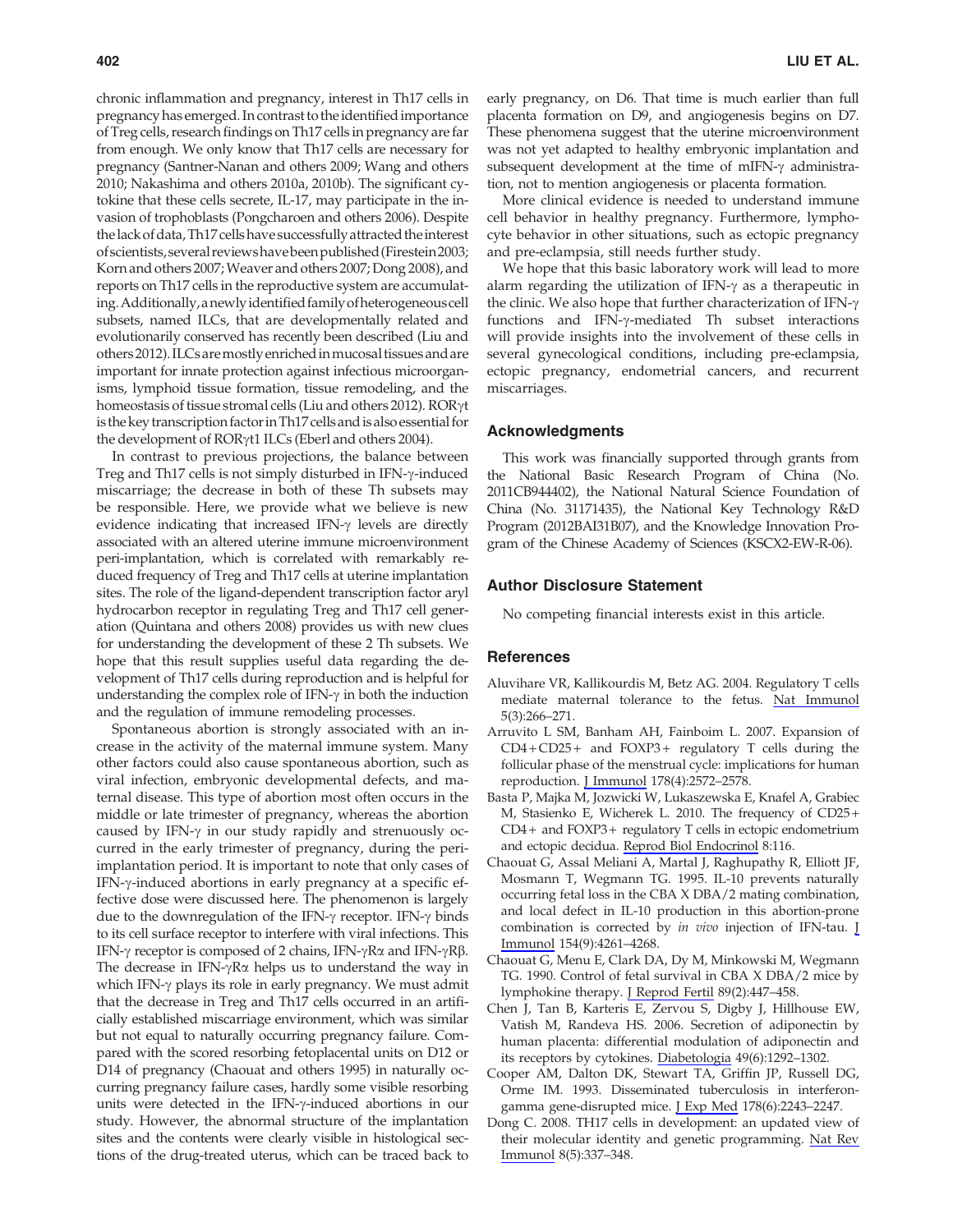chronic inflammation and pregnancy, interest in Th17 cells in pregnancy has emerged. In contrast to the identified importance of Treg cells, research findings on Th17 cells in pregnancy are far from enough. We only know that Th17 cells are necessary for pregnancy (Santner-Nanan and others 2009; Wang and others 2010; Nakashima and others 2010a, 2010b). The significant cytokine that these cells secrete, IL-17, may participate in the invasion of trophoblasts (Pongcharoen and others 2006). Despite the lack of data, Th17 cells have successfully attracted the interest of scientists, several reviews have been published (Firestein 2003; Korn and others 2007; Weaver and others 2007; Dong 2008), and reports on Th17 cells in the reproductive system are accumulating. Additionally, a newly identified family of heterogeneous cell subsets, named ILCs, that are developmentally related and evolutionarily conserved has recently been described (Liu and others 2012). ILCs are mostly enriched in mucosal tissues and are important for innate protection against infectious microorganisms, lymphoid tissue formation, tissue remodeling, and the homeostasis of tissue stromal cells (Liu and others 2012). RORγt is the key transcription factor in Th17 cells and is also essential for the development of RORγt1 ILCs (Eberl and others 2004).

In contrast to previous projections, the balance between Treg and Th17 cells is not simply disturbed in IFN-γ-induced miscarriage; the decrease in both of these Th subsets may be responsible. Here, we provide what we believe is new evidence indicating that increased IFN-γ levels are directly associated with an altered uterine immune microenvironment peri-implantation, which is correlated with remarkably reduced frequency of Treg and Th17 cells at uterine implantation sites. The role of the ligand-dependent transcription factor aryl hydrocarbon receptor in regulating Treg and Th17 cell generation (Quintana and others 2008) provides us with new clues for understanding the development of these 2 Th subsets. We hope that this result supplies useful data regarding the development of Th17 cells during reproduction and is helpful for understanding the complex role of IFN-γ in both the induction and the regulation of immune remodeling processes.

Spontaneous abortion is strongly associated with an increase in the activity of the maternal immune system. Many other factors could also cause spontaneous abortion, such as viral infection, embryonic developmental defects, and maternal disease. This type of abortion most often occurs in the middle or late trimester of pregnancy, whereas the abortion caused by IFN-γ in our study rapidly and strenuously occurred in the early trimester of pregnancy, during the peri-implantation period. It is important to note that only cases of IFN-γ-induced abortions in early pregnancy at a specific effective dose were discussed here. The phenomenon is largely due to the downregulation of the IFN-γ receptor. IFN-γ binds to its cell surface receptor to interfere with viral infections. This IFN-γ receptor is composed of 2 chains, IFN-γRα and IFN-γRβ. The decrease in IFN-γRα helps us to understand the way in which IFN-γ plays its role in early pregnancy. We must admit that the decrease in Treg and Th17 cells occurred in an artificially established miscarriage environment, which was similar but not equal to naturally occurring pregnancy failure. Compared with the scored resorbing fetoplacental units on D12 or D14 of pregnancy (Chaouat and others 1995) in naturally occurring pregnancy failure cases, hardly some visible resorbing units were detected in the IFN-γ-induced abortions in our study. However, the abnormal structure of the implantation sites and the contents were clearly visible in histological sections of the drug-treated uterus, which can be traced back to early pregnancy, on D6. That time is much earlier than full placenta formation on D9, and angiogenesis begins on D7. These phenomena suggest that the uterine microenvironment was not yet adapted to healthy embryonic implantation and subsequent development at the time of mIFN-γ administration, not to mention angiogenesis or placenta formation.

More clinical evidence is needed to understand immune cell behavior in healthy pregnancy. Furthermore, lymphocyte behavior in other situations, such as ectopic pregnancy and pre-eclampsia, still needs further study.

We hope that this basic laboratory work will lead to more alarm regarding the utilization of IFN-γ as a therapeutic in the clinic. We also hope that further characterization of IFN-γ functions and IFN-γ-mediated Th subset interactions will provide insights into the involvement of these cells in several gynecological conditions, including pre-eclampsia, ectopic pregnancy, endometrial cancers, and recurrent miscarriages.

## Acknowledgments

This work was financially supported through grants from the National Basic Research Program of China (No. 2011CB944402), the National Natural Science Foundation of China (No. 31171435), the National Key Technology R&D Program (2012BAI31B07), and the Knowledge Innovation Program of the Chinese Academy of Sciences (KSCX2-EW-R-06).

## Author Disclosure Statement

No competing financial interests exist in this article.

## References

Aluvihare VR, Kallikourdis M, Betz AG. 2004. Regulatory T cells mediate maternal tolerance to the fetus. Nat Immunol 5(3):266–271.

Arruvito L SM, Banham AH, Fainboim L. 2007. Expansion of CD4+CD25+ and FOXP3+ regulatory T cells during the follicular phase of the menstrual cycle: implications for human reproduction. J Immunol 178(4):2572–2578.

Basta P, Majka M, Jozwicki W, Lukaszewska E, Knafel A, Grabiec M, Stasienko E, Wicherek L. 2010. The frequency of CD25+ CD4+ and FOXP3+ regulatory T cells in ectopic endometrium and ectopic decidua. Reprod Biol Endocrinol 8:116.

Chaouat G, Assal Meliani A, Martal J, Raghupathy R, Elliott JF, Mosmann T, Wegmann TG. 1995. IL-10 prevents naturally occurring fetal loss in the CBA X DBA/2 mating combination, and local defect in IL-10 production in this abortion-prone combination is corrected by *in vivo* injection of IFN-tau. J Immunol 154(9):4261–4268.

Chaouat G, Menu E, Clark DA, Dy M, Minkowski M, Wegmann TG. 1990. Control of fetal survival in CBA X DBA/2 mice by lymphokine therapy. J Reprod Fertil 89(2):447–458.

Chen J, Tan B, Karteris E, Zervou S, Digby J, Hillhouse EW, Vatish M, Randeva HS. 2006. Secretion of adiponectin by human placenta: differential modulation of adiponectin and its receptors by cytokines. Diabetologia 49(6):1292–1302.

Cooper AM, Dalton DK, Stewart TA, Griffin JP, Russell DG, Orme IM. 1993. Disseminated tuberculosis in interferon-gamma gene-disrupted mice. J Exp Med 178(6):2243–2247.

Dong C. 2008. TH17 cells in development: an updated view of their molecular identity and genetic programming. Nat Rev Immunol 8(5):337–348.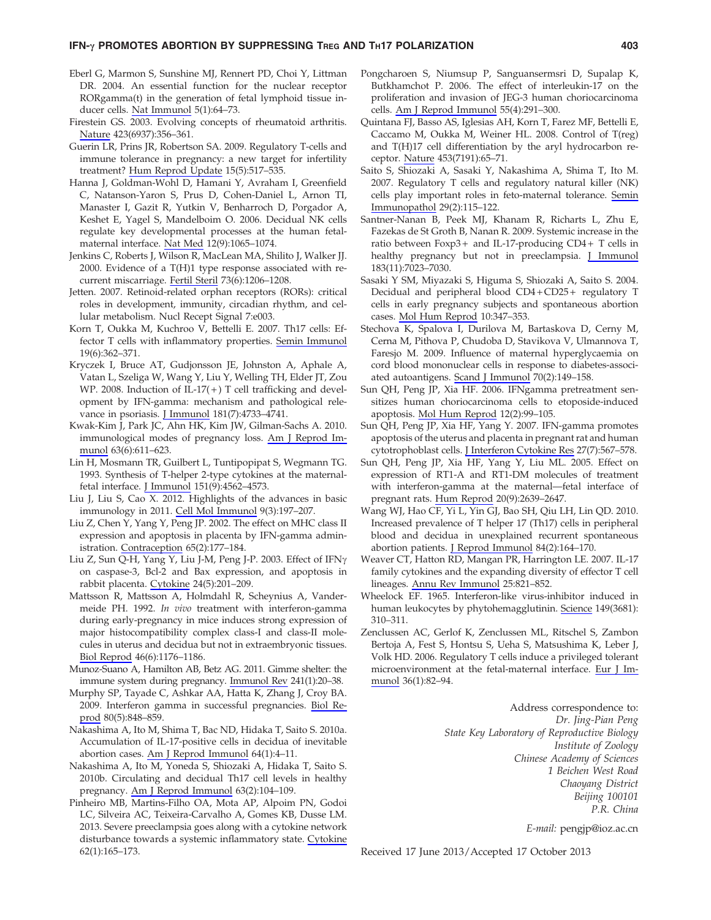Eberl G, Marmon S, Sunshine MJ, Rennert PD, Choi Y, Littman DR. 2004. An essential function for the nuclear receptor RORgamma(t) in the generation of fetal lymphoid tissue inducer cells. Nat Immunol 5(1):64–73.

Firestein GS. 2003. Evolving concepts of rheumatoid arthritis. Nature 423(6937):356–361.

Guerin LR, Prins JR, Robertson SA. 2009. Regulatory T-cells and immune tolerance in pregnancy: a new target for infertility treatment? Hum Reprod Update 15(5):517–535.

Hanna J, Goldman-Wohl D, Hamani Y, Avraham I, Greenfield C, Natanson-Yaron S, Prus D, Cohen-Daniel L, Arnon TI, Manaster I, Gazit R, Yutkin V, Benharroch D, Porgador A, Keshet E, Yagel S, Mandelboim O. 2006. Decidual NK cells regulate key developmental processes at the human fetal-maternal interface. Nat Med 12(9):1065–1074.

Jenkins C, Roberts J, Wilson R, MacLean MA, Shilito J, Walker JJ. 2000. Evidence of a T(H)1 type response associated with recurrent miscarriage. Fertil Steril 73(6):1206–1208.

Jetten. 2007. Retinoid-related orphan receptors (RORs): critical roles in development, immunity, circadian rhythm, and cellular metabolism. Nucl Recept Signal 7:e003.

Korn T, Oukka M, Kuchroo V, Bettelli E. 2007. Th17 cells: Effector T cells with inflammatory properties. Semin Immunol 19(6):362–371.

Kryczek I, Bruce AT, Gudjonsson JE, Johnston A, Aphale A, Vatan L, Szeliga W, Wang Y, Liu Y, Welling TH, Elder JT, Zou WP. 2008. Induction of IL-17(+) T cell trafficking and development by IFN-gamma: mechanism and pathological relevance in psoriasis. J Immunol 181(7):4733–4741.

Kwak-Kim J, Park JC, Ahn HK, Kim JW, Gilman-Sachs A. 2010. immunological modes of pregnancy loss. Am J Reprod Immunol 63(6):611–623.

Lin H, Mosmann TR, Guilbert L, Tuntipopipat S, Wegmann TG. 1993. Synthesis of T-helper 2-type cytokines at the maternal-fetal interface. J Immunol 151(9):4562–4573.

Liu J, Liu S, Cao X. 2012. Highlights of the advances in basic immunology in 2011. Cell Mol Immunol 9(3):197–207.

Liu Z, Chen Y, Yang Y, Peng JP. 2002. The effect on MHC class II expression and apoptosis in placenta by IFN-gamma administration. Contraception 65(2):177–184.

Liu Z, Sun Q-H, Yang Y, Liu J-M, Peng J-P. 2003. Effect of IFNγ on caspase-3, Bcl-2 and Bax expression, and apoptosis in rabbit placenta. Cytokine 24(5):201–209.

Mattsson R, Mattsson A, Holmdahl R, Scheynius A, Vandermeide PH. 1992. *In vivo* treatment with interferon-gamma during early-pregnancy in mice induces strong expression of major histocompatibility complex class-I and class-II molecules in uterus and decidua but not in extraembryonic tissues. Biol Reprod 46(6):1176–1186.

Munoz-Suano A, Hamilton AB, Betz AG. 2011. Gimme shelter: the immune system during pregnancy. Immunol Rev 241(1):20–38.

Murphy SP, Tayade C, Ashkar AA, Hatta K, Zhang J, Croy BA. 2009. Interferon gamma in successful pregnancies. Biol Reprod 80(5):848–859.

Nakashima A, Ito M, Shima T, Bac ND, Hidaka T, Saito S. 2010a. Accumulation of IL-17-positive cells in decidua of inevitable abortion cases. Am J Reprod Immunol 64(1):4–11.

Nakashima A, Ito M, Yoneda S, Shiozaki A, Hidaka T, Saito S. 2010b. Circulating and decidual Th17 cell levels in healthy pregnancy. Am J Reprod Immunol 63(2):104–109.

Pinheiro MB, Martins-Filho OA, Mota AP, Alpoim PN, Godoi LC, Silveira AC, Teixeira-Carvalho A, Gomes KB, Dusse LM. 2013. Severe preeclampsia goes along with a cytokine network disturbance towards a systemic inflammatory state. Cytokine 62(1):165–173.

Pongcharoen S, Niumsup P, Sanguansermsri D, Supalap K, Butkhamchot P. 2006. The effect of interleukin-17 on the proliferation and invasion of JEG-3 human choriocarcinoma cells. Am J Reprod Immunol 55(4):291–300.

Quintana FJ, Basso AS, Iglesias AH, Korn T, Farez MF, Bettelli E, Caccamo M, Oukka M, Weiner HL. 2008. Control of T(reg) and T(H)17 cell differentiation by the aryl hydrocarbon receptor. Nature 453(7191):65–71.

Saito S, Shiozaki A, Sasaki Y, Nakashima A, Shima T, Ito M. 2007. Regulatory T cells and regulatory natural killer (NK) cells play important roles in feto-maternal tolerance. Semin Immunopathol 29(2):115–122.

Santner-Nanan B, Peek MJ, Khanam R, Richarts L, Zhu E, Fazekas de St Groth B, Nanan R. 2009. Systemic increase in the ratio between Foxp3+ and IL-17-producing CD4+ T cells in healthy pregnancy but not in preeclampsia. J Immunol 183(11):7023–7030.

Sasaki Y SM, Miyazaki S, Higuma S, Shiozaki A, Saito S. 2004. Decidual and peripheral blood CD4+CD25+ regulatory T cells in early pregnancy subjects and spontaneous abortion cases. Mol Hum Reprod 10:347–353.

Stechova K, Spalova I, Durilova M, Bartaskova D, Cerny M, Cerna M, Pithova P, Chudoba D, Stavikova V, Ulmannova T, Faresjo M. 2009. Influence of maternal hyperglycaemia on cord blood mononuclear cells in response to diabetes-associated autoantigens. Scand J Immunol 70(2):149–158.

Sun QH, Peng JP, Xia HF. 2006. IFNgamma pretreatment sensitizes human choriocarcinoma cells to etoposide-induced apoptosis. Mol Hum Reprod 12(2):99–105.

Sun QH, Peng JP, Xia HF, Yang Y. 2007. IFN-gamma promotes apoptosis of the uterus and placenta in pregnant rat and human cytotrophoblast cells. J Interferon Cytokine Res 27(7):567–578.

Sun QH, Peng JP, Xia HF, Yang Y, Liu ML. 2005. Effect on expression of RT1-A and RT1-DM molecules of treatment with interferon-gamma at the maternal—fetal interface of pregnant rats. Hum Reprod 20(9):2639–2647.

Wang WJ, Hao CF, Yi L, Yin GJ, Bao SH, Qiu LH, Lin QD. 2010. Increased prevalence of T helper 17 (Th17) cells in peripheral blood and decidua in unexplained recurrent spontaneous abortion patients. J Reprod Immunol 84(2):164–170.

Weaver CT, Hatton RD, Mangan PR, Harrington LE. 2007. IL-17 family cytokines and the expanding diversity of effector T cell lineages. Annu Rev Immunol 25:821–852.

Wheelock EF. 1965. Interferon-like virus-inhibitor induced in human leukocytes by phytohemagglutinin. Science 149(3681): 310–311.

Zenclussen AC, Gerlof K, Zenclussen ML, Ritschel S, Zambon Bertoja A, Fest S, Hontsu S, Ueha S, Matsushima K, Leber J, Volk HD. 2006. Regulatory T cells induce a privileged tolerant microenvironment at the fetal-maternal interface. Eur J Immunol 36(1):82–94.

Address correspondence to:
*Dr. Jing-Pian Peng*
*State Key Laboratory of Reproductive Biology*
*Institute of Zoology*
*Chinese Academy of Sciences*
*1 Beichen West Road*
*Chaoyang District*
*Beijing 100101*
*P.R. China*

*E-mail:* pengjp@ioz.ac.cn

Received 17 June 2013/Accepted 17 October 2013